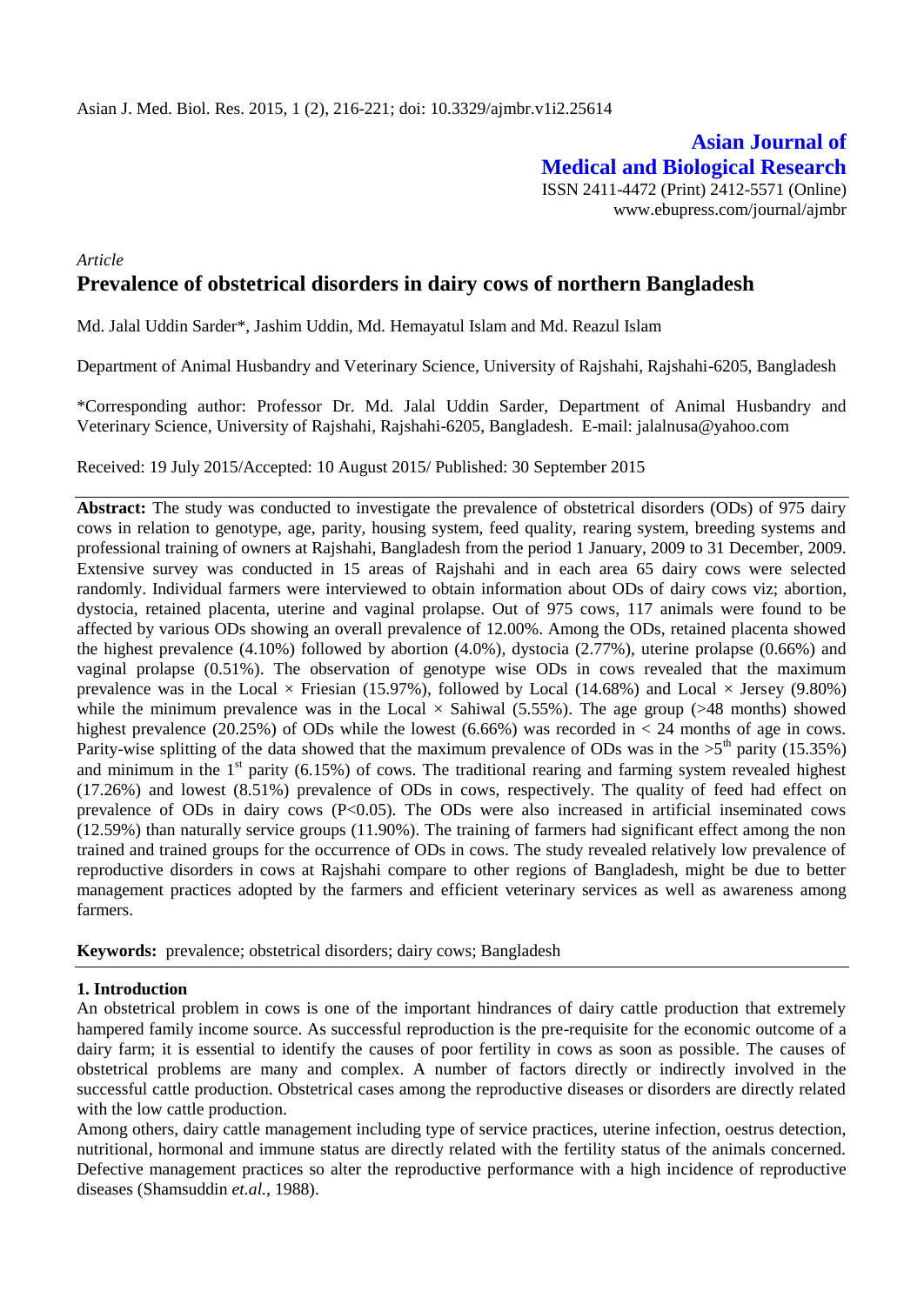**Asian Journal of Medical and Biological Research**

ISSN 2411-4472 (Print) 2412-5571 (Online)

www.ebupress.com/journal/ajmbr

*Article*

# Prevalence of obstetrical disorders in dairy cows of northern Bangladesh

Md. Jalal Uddin Sarder*, Jashim Uddin, Md. Hemayatul Islam and Md. Reazul Islam

Department of Animal Husbandry and Veterinary Science, University of Rajshahi, Rajshahi-6205, Bangladesh

*Corresponding author: Professor Dr. Md. Jalal Uddin Sarder, Department of Animal Husbandry and Veterinary Science, University of Rajshahi, Rajshahi-6205, Bangladesh. E-mail: jalalnusa@yahoo.com

Received: 19 July 2015/Accepted: 10 August 2015/ Published: 30 September 2015

**Abstract:** The study was conducted to investigate the prevalence of obstetrical disorders (ODs) of 975 dairy cows in relation to genotype, age, parity, housing system, feed quality, rearing system, breeding systems and professional training of owners at Rajshahi, Bangladesh from the period 1 January, 2009 to 31 December, 2009. Extensive survey was conducted in 15 areas of Rajshahi and in each area 65 dairy cows were selected randomly. Individual farmers were interviewed to obtain information about ODs of dairy cows viz; abortion, dystocia, retained placenta, uterine and vaginal prolapse. Out of 975 cows, 117 animals were found to be affected by various ODs showing an overall prevalence of 12.00%. Among the ODs, retained placenta showed the highest prevalence (4.10%) followed by abortion (4.0%), dystocia (2.77%), uterine prolapse (0.66%) and vaginal prolapse (0.51%). The observation of genotype wise ODs in cows revealed that the maximum prevalence was in the Local × Friesian (15.97%), followed by Local (14.68%) and Local × Jersey (9.80%) while the minimum prevalence was in the Local × Sahiwal (5.55%). The age group (>48 months) showed highest prevalence (20.25%) of ODs while the lowest (6.66%) was recorded in < 24 months of age in cows. Parity-wise splitting of the data showed that the maximum prevalence of ODs was in the >5th parity (15.35%) and minimum in the 1st parity (6.15%) of cows. The traditional rearing and farming system revealed highest (17.26%) and lowest (8.51%) prevalence of ODs in cows, respectively. The quality of feed had effect on prevalence of ODs in dairy cows ($P<0.05$). The ODs were also increased in artificial inseminated cows (12.59%) than naturally service groups (11.90%). The training of farmers had significant effect among the non trained and trained groups for the occurrence of ODs in cows. The study revealed relatively low prevalence of reproductive disorders in cows at Rajshahi compare to other regions of Bangladesh, might be due to better management practices adopted by the farmers and efficient veterinary services as well as awareness among farmers.

**Keywords:** prevalence; obstetrical disorders; dairy cows; Bangladesh

## 1. Introduction

An obstetrical problem in cows is one of the important hindrances of dairy cattle production that extremely hampered family income source. As successful reproduction is the pre-requisite for the economic outcome of a dairy farm; it is essential to identify the causes of poor fertility in cows as soon as possible. The causes of obstetrical problems are many and complex. A number of factors directly or indirectly involved in the successful cattle production. Obstetrical cases among the reproductive diseases or disorders are directly related with the low cattle production.

Among others, dairy cattle management including type of service practices, uterine infection, oestrus detection, nutritional, hormonal and immune status are directly related with the fertility status of the animals concerned. Defective management practices so alter the reproductive performance with a high incidence of reproductive diseases (Shamsuddin *et.al.,* 1988).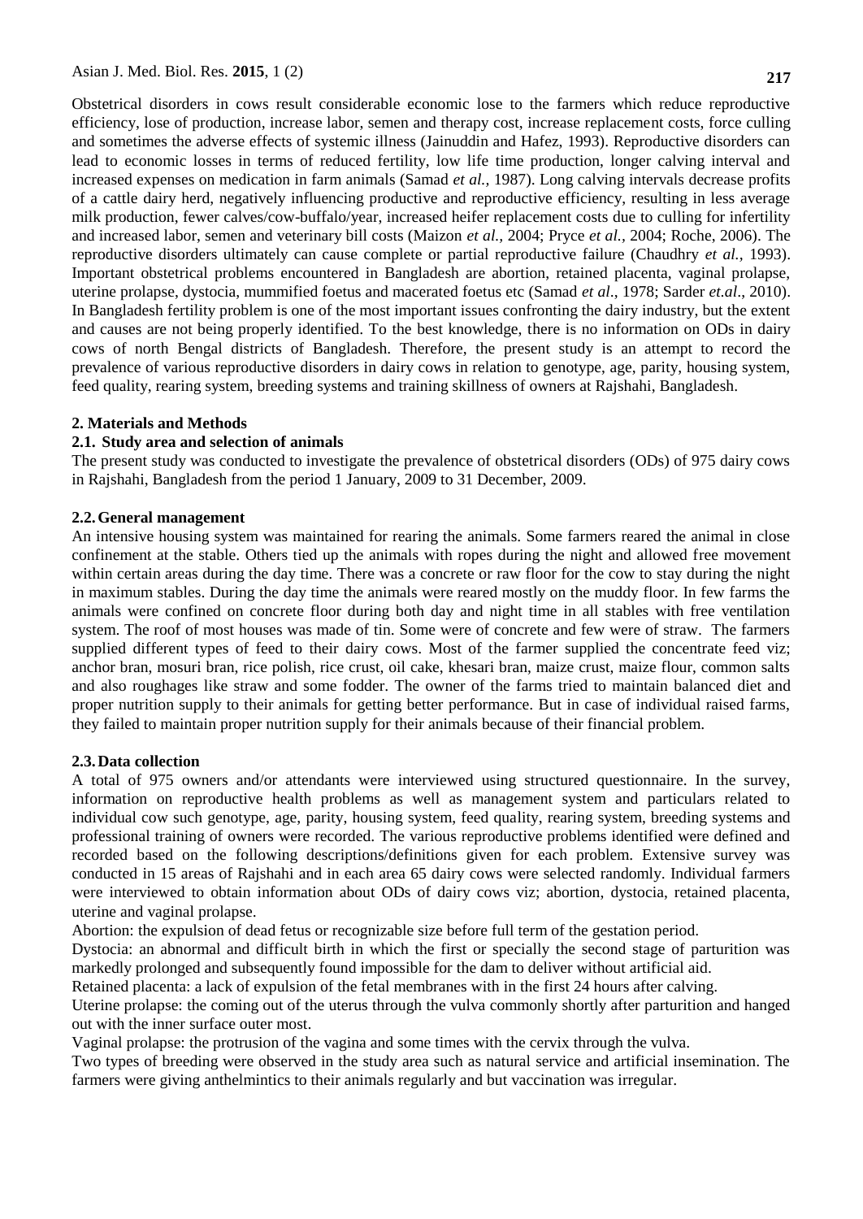Obstetrical disorders in cows result considerable economic lose to the farmers which reduce reproductive efficiency, lose of production, increase labor, semen and therapy cost, increase replacement costs, force culling and sometimes the adverse effects of systemic illness (Jainuddin and Hafez, 1993). Reproductive disorders can lead to economic losses in terms of reduced fertility, low life time production, longer calving interval and increased expenses on medication in farm animals (Samad *et al.,* 1987). Long calving intervals decrease profits of a cattle dairy herd, negatively influencing productive and reproductive efficiency, resulting in less average milk production, fewer calves/cow-buffalo/year, increased heifer replacement costs due to culling for infertility and increased labor, semen and veterinary bill costs (Maizon *et al.,* 2004; Pryce *et al.,* 2004; Roche, 2006). The reproductive disorders ultimately can cause complete or partial reproductive failure (Chaudhry *et al.,* 1993). Important obstetrical problems encountered in Bangladesh are abortion, retained placenta, vaginal prolapse, uterine prolapse, dystocia, mummified foetus and macerated foetus etc (Samad *et al*., 1978; Sarder *et.al*., 2010). In Bangladesh fertility problem is one of the most important issues confronting the dairy industry, but the extent and causes are not being properly identified. To the best knowledge, there is no information on ODs in dairy cows of north Bengal districts of Bangladesh. Therefore, the present study is an attempt to record the prevalence of various reproductive disorders in dairy cows in relation to genotype, age, parity, housing system, feed quality, rearing system, breeding systems and training skillness of owners at Rajshahi, Bangladesh.

## 2. Materials and Methods

### 2.1. Study area and selection of animals

The present study was conducted to investigate the prevalence of obstetrical disorders (ODs) of 975 dairy cows in Rajshahi, Bangladesh from the period 1 January, 2009 to 31 December, 2009.

### 2.2. General management

An intensive housing system was maintained for rearing the animals. Some farmers reared the animal in close confinement at the stable. Others tied up the animals with ropes during the night and allowed free movement within certain areas during the day time. There was a concrete or raw floor for the cow to stay during the night in maximum stables. During the day time the animals were reared mostly on the muddy floor. In few farms the animals were confined on concrete floor during both day and night time in all stables with free ventilation system. The roof of most houses was made of tin. Some were of concrete and few were of straw. The farmers supplied different types of feed to their dairy cows. Most of the farmer supplied the concentrate feed viz; anchor bran, mosuri bran, rice polish, rice crust, oil cake, khesari bran, maize crust, maize flour, common salts and also roughages like straw and some fodder. The owner of the farms tried to maintain balanced diet and proper nutrition supply to their animals for getting better performance. But in case of individual raised farms, they failed to maintain proper nutrition supply for their animals because of their financial problem.

### 2.3. Data collection

A total of 975 owners and/or attendants were interviewed using structured questionnaire. In the survey, information on reproductive health problems as well as management system and particulars related to individual cow such genotype, age, parity, housing system, feed quality, rearing system, breeding systems and professional training of owners were recorded. The various reproductive problems identified were defined and recorded based on the following descriptions/definitions given for each problem. Extensive survey was conducted in 15 areas of Rajshahi and in each area 65 dairy cows were selected randomly. Individual farmers were interviewed to obtain information about ODs of dairy cows viz; abortion, dystocia, retained placenta, uterine and vaginal prolapse.

Abortion: the expulsion of dead fetus or recognizable size before full term of the gestation period.

Dystocia: an abnormal and difficult birth in which the first or specially the second stage of parturition was markedly prolonged and subsequently found impossible for the dam to deliver without artificial aid.

Retained placenta: a lack of expulsion of the fetal membranes with in the first 24 hours after calving.

Uterine prolapse: the coming out of the uterus through the vulva commonly shortly after parturition and hanged out with the inner surface outer most.

Vaginal prolapse: the protrusion of the vagina and some times with the cervix through the vulva.

Two types of breeding were observed in the study area such as natural service and artificial insemination. The farmers were giving anthelmintics to their animals regularly and but vaccination was irregular.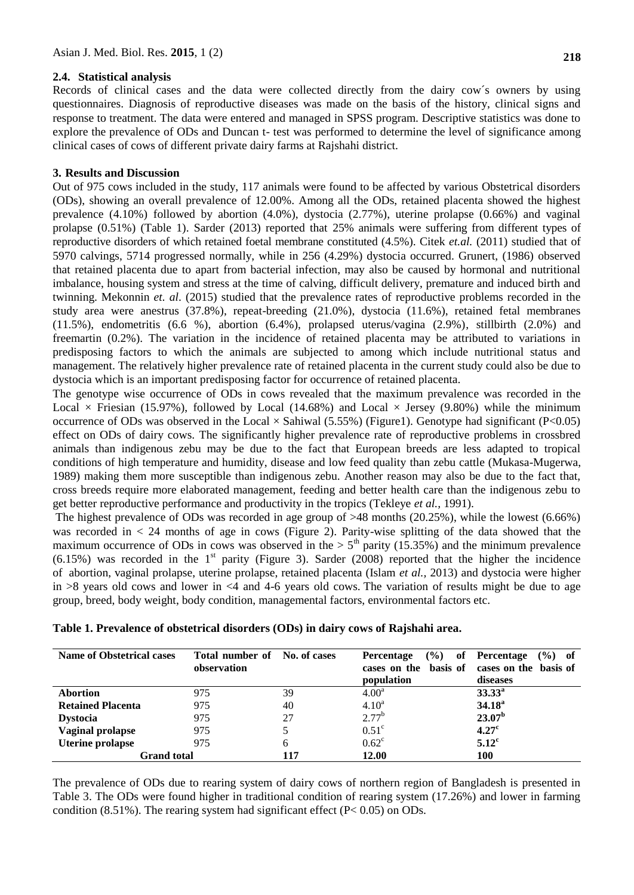### 2.4. Statistical analysis

Records of clinical cases and the data were collected directly from the dairy cow´s owners by using questionnaires. Diagnosis of reproductive diseases was made on the basis of the history, clinical signs and response to treatment. The data were entered and managed in SPSS program. Descriptive statistics was done to explore the prevalence of ODs and Duncan t- test was performed to determine the level of significance among clinical cases of cows of different private dairy farms at Rajshahi district.

## 3. Results and Discussion

Out of 975 cows included in the study, 117 animals were found to be affected by various Obstetrical disorders (ODs), showing an overall prevalence of 12.00%. Among all the ODs, retained placenta showed the highest prevalence (4.10%) followed by abortion (4.0%), dystocia (2.77%), uterine prolapse (0.66%) and vaginal prolapse (0.51%) (Table 1). Sarder (2013) reported that 25% animals were suffering from different types of reproductive disorders of which retained foetal membrane constituted (4.5%). Citek *et.al.* (2011) studied that of 5970 calvings, 5714 progressed normally, while in 256 (4.29%) dystocia occurred. Grunert, (1986) observed that retained placenta due to apart from bacterial infection, may also be caused by hormonal and nutritional imbalance, housing system and stress at the time of calving, difficult delivery, premature and induced birth and twinning. Mekonnin *et. al*. (2015) studied that the prevalence rates of reproductive problems recorded in the study area were anestrus (37.8%), repeat-breeding (21.0%), dystocia (11.6%), retained fetal membranes (11.5%), endometritis (6.6 %), abortion (6.4%), prolapsed uterus/vagina (2.9%), stillbirth (2.0%) and freemartin (0.2%). The variation in the incidence of retained placenta may be attributed to variations in predisposing factors to which the animals are subjected to among which include nutritional status and management. The relatively higher prevalence rate of retained placenta in the current study could also be due to dystocia which is an important predisposing factor for occurrence of retained placenta.

The genotype wise occurrence of ODs in cows revealed that the maximum prevalence was recorded in the Local × Friesian (15.97%), followed by Local (14.68%) and Local × Jersey (9.80%) while the minimum occurrence of ODs was observed in the Local × Sahiwal (5.55%) (Figure1). Genotype had significant ($P<0.05$) effect on ODs of dairy cows. The significantly higher prevalence rate of reproductive problems in crossbred animals than indigenous zebu may be due to the fact that European breeds are less adapted to tropical conditions of high temperature and humidity, disease and low feed quality than zebu cattle (Mukasa-Mugerwa, 1989) making them more susceptible than indigenous zebu. Another reason may also be due to the fact that, cross breeds require more elaborated management, feeding and better health care than the indigenous zebu to get better reproductive performance and productivity in the tropics (Tekleye *et al.,* 1991).

The highest prevalence of ODs was recorded in age group of >48 months (20.25%), while the lowest (6.66%) was recorded in < 24 months of age in cows (Figure 2). Parity-wise splitting of the data showed that the maximum occurrence of ODs in cows was observed in the > 5th parity (15.35%) and the minimum prevalence (6.15%) was recorded in the 1st parity (Figure 3). Sarder (2008) reported that the higher the incidence of abortion, vaginal prolapse, uterine prolapse, retained placenta (Islam *et al.,* 2013) and dystocia were higher in >8 years old cows and lower in <4 and 4-6 years old cows. The variation of results might be due to age group, breed, body weight, body condition, managemental factors, environmental factors etc.

**Table 1. Prevalence of obstetrical disorders (ODs) in dairy cows of Rajshahi area.**

| Name of Obstetrical cases | Total number of observation | No. of cases | Percentage (%) of cases on the basis of population | Percentage (%) of cases on the basis of diseases |
|---|---|---|---|---|
| **Abortion** | 975 | 39 | 4.00[a] | **33.33[a]** |
| **Retained Placenta** | 975 | 40 | 4.10[a] | **34.18[a]** |
| **Dystocia** | 975 | 27 | 2.77[b] | **23.07[b]** |
| **Vaginal prolapse** | 975 | 5 | 0.51[c] | **4.27[c]** |
| **Uterine prolapse** | 975 | 6 | 0.62[c] | **5.12[c]** |
| **Grand total** | | **117** | **12.00** | **100** |

The prevalence of ODs due to rearing system of dairy cows of northern region of Bangladesh is presented in Table 3. The ODs were found higher in traditional condition of rearing system (17.26%) and lower in farming condition (8.51%). The rearing system had significant ($P< 0.05$) effect on ODs.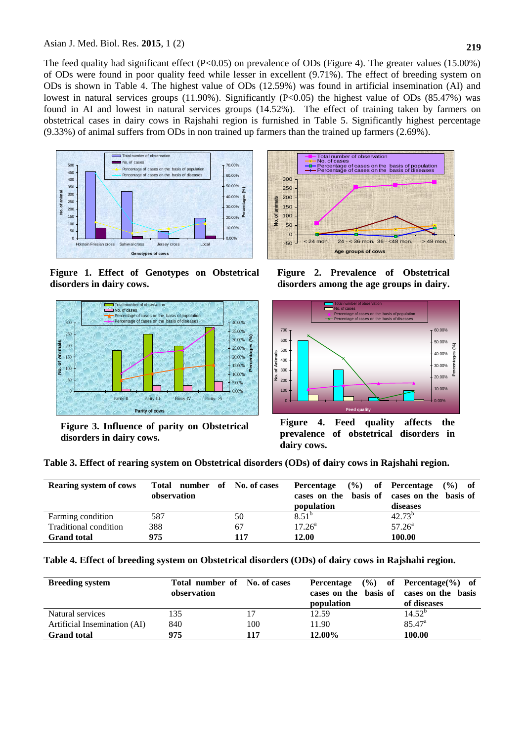The feed quality had significant effect ($P<0.05$) on prevalence of ODs (Figure 4). The greater values (15.00%) of ODs were found in poor quality feed while lesser in excellent (9.71%). The effect of breeding system on ODs is shown in Table 4. The highest value of ODs (12.59%) was found in artificial insemination (AI) and lowest in natural services groups (11.90%). Significantly ($P<0.05$) the highest value of ODs (85.47%) was found in AI and lowest in natural services groups (14.52%). The effect of training taken by farmers on obstetrical cases in dairy cows in Rajshahi region is furnished in Table 5. Significantly highest percentage (9.33%) of animal suffers from ODs in non trained up farmers than the trained up farmers (2.69%).

**Figure 1. Effect of Genotypes on Obstetrical disorders in dairy cows.**

**Figure 2. Prevalence of Obstetrical disorders among the age groups in dairy.**

**Figure 3. Influence of parity on Obstetrical disorders in dairy cows.**

**Figure 4. Feed quality affects the prevalence of obstetrical disorders in dairy cows.**

**Table 3. Effect of rearing system on Obstetrical disorders (ODs) of dairy cows in Rajshahi region.**

| Rearing system of cows | Total number of observation | No. of cases | Percentage (%) of cases on the basis of population | Percentage (%) of cases on the basis of diseases |
|---|---|---|---|---|
| Farming condition | 587 | 50 | 8.51[b] | 42.73[b] |
| Traditional condition | 388 | 67 | 17.26[a] | 57.26[a] |
| **Grand total** | **975** | **117** | **12.00** | **100.00** |

**Table 4. Effect of breeding system on Obstetrical disorders (ODs) of dairy cows in Rajshahi region.**

| Breeding system | Total number of observation | No. of cases | Percentage (%) of cases on the basis of population | Percentage(%) of cases on the basis of diseases |
|---|---|---|---|---|
| Natural services | 135 | 17 | 12.59 | 14.52[b] |
| Artificial Insemination (AI) | 840 | 100 | 11.90 | 85.47[a] |
| **Grand total** | **975** | **117** | **12.00%** | **100.00** |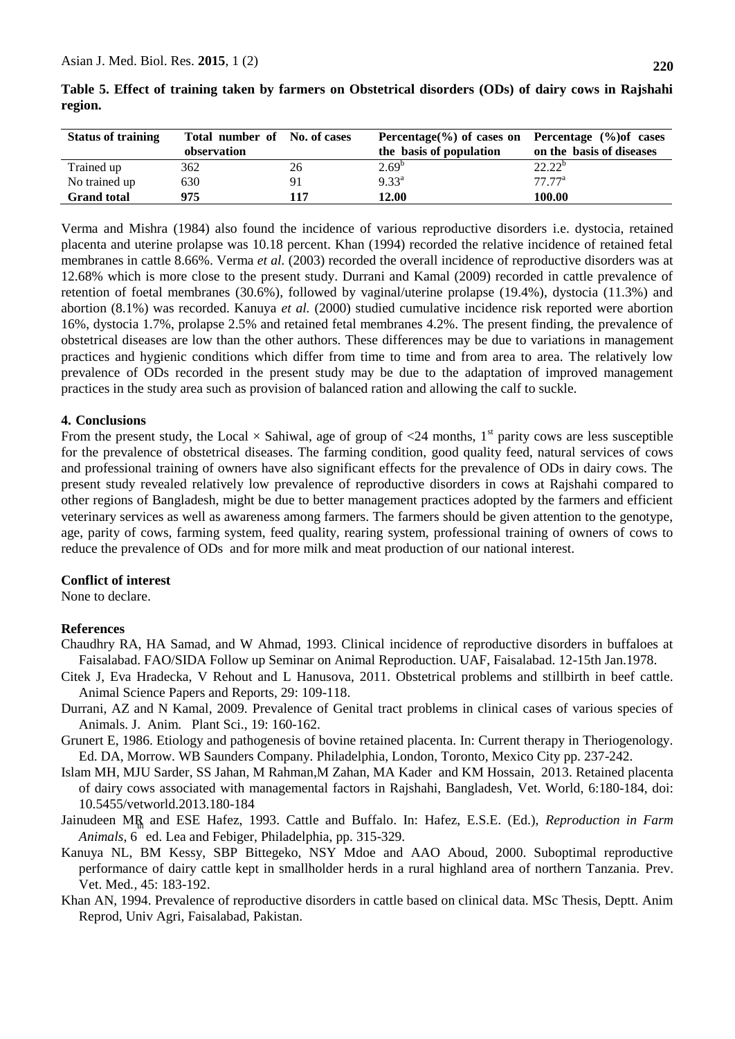**Table 5. Effect of training taken by farmers on Obstetrical disorders (ODs) of dairy cows in Rajshahi region.**

| Status of training | Total number of observation | No. of cases | Percentage(%) of cases on the basis of population | Percentage (%)of cases on the basis of diseases |
|---|---|---|---|---|
| Trained up | 362 | 26 | 2.69[b] | 22.22[b] |
| No trained up | 630 | 91 | 9.33[a] | 77.77[a] |
| **Grand total** | **975** | **117** | **12.00** | **100.00** |

Verma and Mishra (1984) also found the incidence of various reproductive disorders i.e. dystocia, retained placenta and uterine prolapse was 10.18 percent. Khan (1994) recorded the relative incidence of retained fetal membranes in cattle 8.66%. Verma *et al.* (2003) recorded the overall incidence of reproductive disorders was at 12.68% which is more close to the present study. Durrani and Kamal (2009) recorded in cattle prevalence of retention of foetal membranes (30.6%), followed by vaginal/uterine prolapse (19.4%), dystocia (11.3%) and abortion (8.1%) was recorded. Kanuya *et al.* (2000) studied cumulative incidence risk reported were abortion 16%, dystocia 1.7%, prolapse 2.5% and retained fetal membranes 4.2%. The present finding, the prevalence of obstetrical diseases are low than the other authors. These differences may be due to variations in management practices and hygienic conditions which differ from time to time and from area to area. The relatively low prevalence of ODs recorded in the present study may be due to the adaptation of improved management practices in the study area such as provision of balanced ration and allowing the calf to suckle.

## 4. Conclusions

From the present study, the Local × Sahiwal, age of group of <24 months, 1st parity cows are less susceptible for the prevalence of obstetrical diseases. The farming condition, good quality feed, natural services of cows and professional training of owners have also significant effects for the prevalence of ODs in dairy cows. The present study revealed relatively low prevalence of reproductive disorders in cows at Rajshahi compared to other regions of Bangladesh, might be due to better management practices adopted by the farmers and efficient veterinary services as well as awareness among farmers. The farmers should be given attention to the genotype, age, parity of cows, farming system, feed quality, rearing system, professional training of owners of cows to reduce the prevalence of ODs and for more milk and meat production of our national interest.

## Conflict of interest

None to declare.

## References

Chaudhry RA, HA Samad, and W Ahmad, 1993. Clinical incidence of reproductive disorders in buffaloes at Faisalabad. FAO/SIDA Follow up Seminar on Animal Reproduction. UAF, Faisalabad. 12-15th Jan.1978.

Citek J, Eva Hradecka, V Rehout and L Hanusova, 2011. Obstetrical problems and stillbirth in beef cattle. Animal Science Papers and Reports, 29: 109-118.

Durrani, AZ and N Kamal, 2009. Prevalence of Genital tract problems in clinical cases of various species of Animals. J. Anim. Plant Sci., 19: 160-162.

Grunert E, 1986. Etiology and pathogenesis of bovine retained placenta. In: Current therapy in Theriogenology. Ed. DA, Morrow. WB Saunders Company. Philadelphia, London, Toronto, Mexico City pp. 237-242.

Islam MH, MJU Sarder, SS Jahan, M Rahman,M Zahan, MA Kader and KM Hossain, 2013. Retained placenta of dairy cows associated with managemental factors in Rajshahi, Bangladesh, Vet. World, 6:180-184, doi: 10.5455/vetworld.2013.180-184

Jainudeen MR and ESE Hafez, 1993. Cattle and Buffalo. In: Hafez, E.S.E. (Ed.), *Reproduction in Farm Animals*, 6th ed. Lea and Febiger, Philadelphia, pp. 315-329.

Kanuya NL, BM Kessy, SBP Bittegeko, NSY Mdoe and AAO Aboud, 2000. Suboptimal reproductive performance of dairy cattle kept in smallholder herds in a rural highland area of northern Tanzania. Prev. Vet. Med., 45: 183-192.

Khan AN, 1994. Prevalence of reproductive disorders in cattle based on clinical data. MSc Thesis, Deptt. Anim Reprod, Univ Agri, Faisalabad, Pakistan.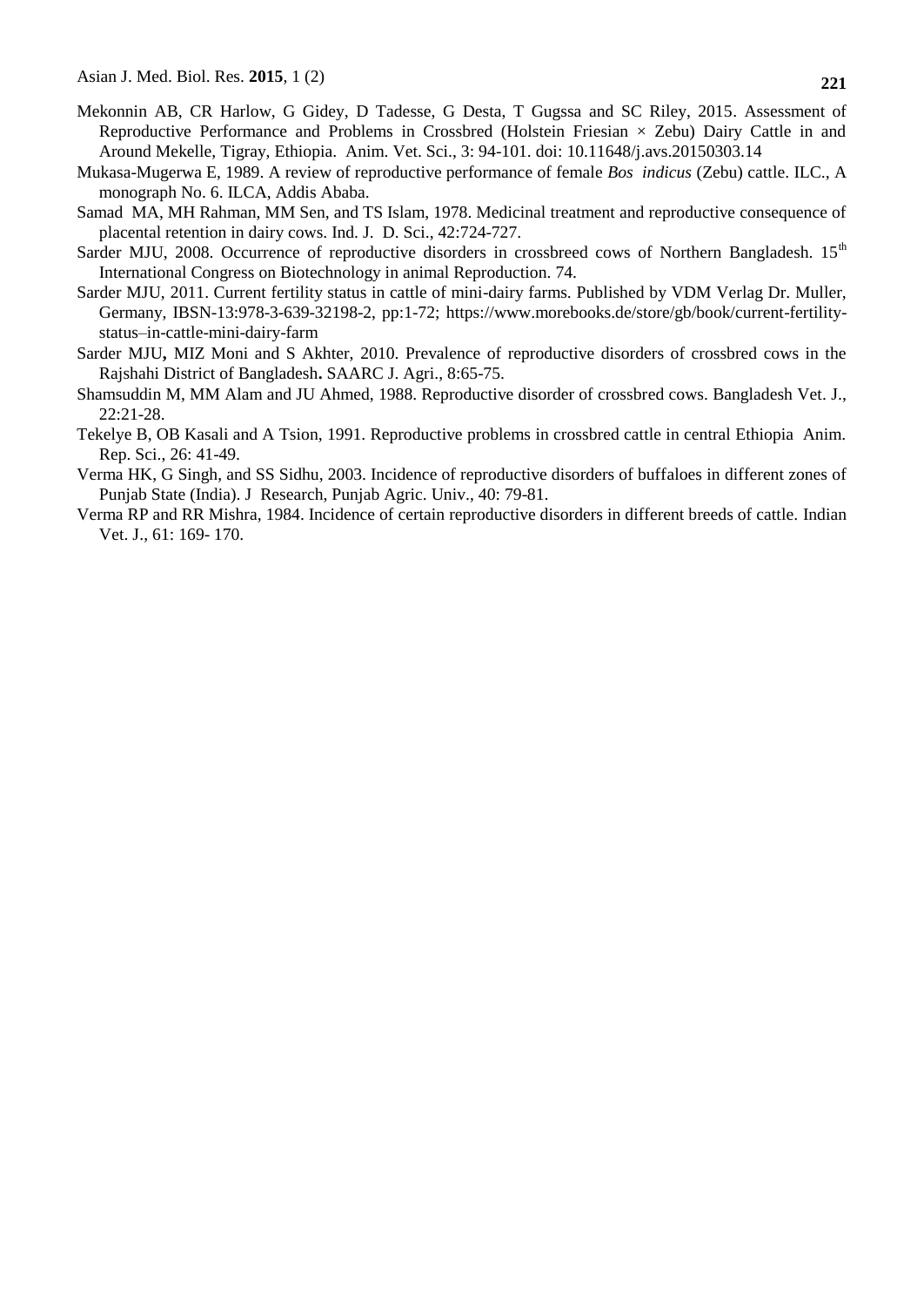Mekonnin AB, CR Harlow, G Gidey, D Tadesse, G Desta, T Gugssa and SC Riley, 2015. Assessment of Reproductive Performance and Problems in Crossbred (Holstein Friesian × Zebu) Dairy Cattle in and Around Mekelle, Tigray, Ethiopia. Anim. Vet. Sci., 3: 94-101. doi: 10.11648/j.avs.20150303.14

Mukasa-Mugerwa E, 1989. A review of reproductive performance of female *Bos indicus* (Zebu) cattle. ILC., A monograph No. 6. ILCA, Addis Ababa.

Samad MA, MH Rahman, MM Sen, and TS Islam, 1978. Medicinal treatment and reproductive consequence of placental retention in dairy cows. Ind. J. D. Sci., 42:724-727.

Sarder MJU, 2008. Occurrence of reproductive disorders in crossbreed cows of Northern Bangladesh. 15[th] International Congress on Biotechnology in animal Reproduction. 74.

Sarder MJU, 2011. Current fertility status in cattle of mini-dairy farms. Published by VDM Verlag Dr. Muller, Germany, IBSN-13:978-3-639-32198-2, pp:1-72; https://www.morebooks.de/store/gb/book/current-fertility-status–in-cattle-mini-dairy-farm

Sarder MJU**,** MIZ Moni and S Akhter, 2010. Prevalence of reproductive disorders of crossbred cows in the Rajshahi District of Bangladesh**.** SAARC J. Agri., 8:65-75.

Shamsuddin M, MM Alam and JU Ahmed, 1988. Reproductive disorder of crossbred cows. Bangladesh Vet. J., 22:21-28.

Tekelye B, OB Kasali and A Tsion, 1991. Reproductive problems in crossbred cattle in central Ethiopia Anim. Rep. Sci., 26: 41-49.

Verma HK, G Singh, and SS Sidhu, 2003. Incidence of reproductive disorders of buffaloes in different zones of Punjab State (India). J Research, Punjab Agric. Univ., 40: 79-81.

Verma RP and RR Mishra, 1984. Incidence of certain reproductive disorders in different breeds of cattle. Indian Vet. J., 61: 169- 170.